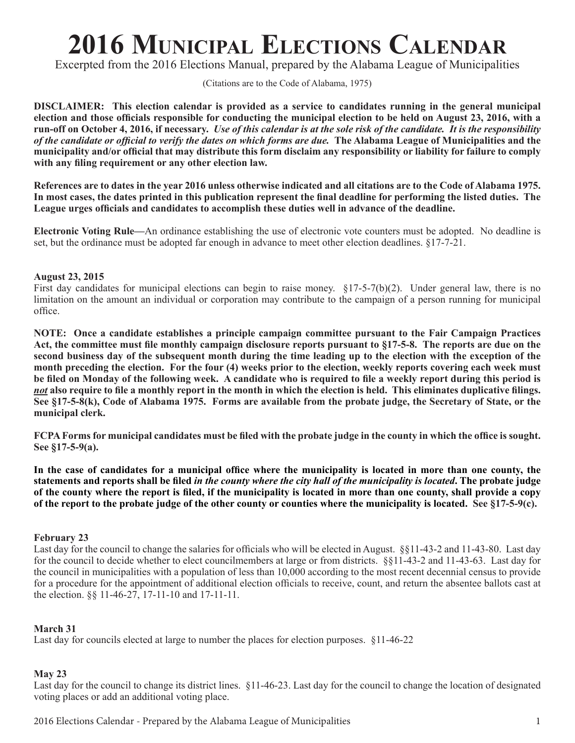# 2016 Municipal Elections Calendar

Excerpted from the 2016 Elections Manual, prepared by the Alabama League of Municipalities

(Citations are to the Code of Alabama, 1975)

**DISCLAIMER: This election calendar is provided as a service to candidates running in the general municipal election and those officials responsible for conducting the municipal election to be held on August 23, 2016, with a run-off on October 4, 2016, if necessary. *Use of this calendar is at the sole risk of the candidate. It is the responsibility of the candidate or official to verify the dates on which forms are due.* The Alabama League of Municipalities and the municipality and/or official that may distribute this form disclaim any responsibility or liability for failure to comply with any filing requirement or any other election law.**

**References are to dates in the year 2016 unless otherwise indicated and all citations are to the Code of Alabama 1975. In most cases, the dates printed in this publication represent the final deadline for performing the listed duties. The League urges officials and candidates to accomplish these duties well in advance of the deadline.**

**Electronic Voting Rule—**An ordinance establishing the use of electronic vote counters must be adopted. No deadline is set, but the ordinance must be adopted far enough in advance to meet other election deadlines. §17-7-21.

**August 23, 2015**
First day candidates for municipal elections can begin to raise money. §17-5-7(b)(2). Under general law, there is no limitation on the amount an individual or corporation may contribute to the campaign of a person running for municipal office.

**NOTE: Once a candidate establishes a principle campaign committee pursuant to the Fair Campaign Practices Act, the committee must file monthly campaign disclosure reports pursuant to §17-5-8. The reports are due on the second business day of the subsequent month during the time leading up to the election with the exception of the month preceding the election. For the four (4) weeks prior to the election, weekly reports covering each week must be filed on Monday of the following week. A candidate who is required to file a weekly report during this period is *<u>not</u>* also require to file a monthly report in the month in which the election is held. This eliminates duplicative filings. See §17-5-8(k), Code of Alabama 1975. Forms are available from the probate judge, the Secretary of State, or the municipal clerk.**

**FCPA Forms for municipal candidates must be filed with the probate judge in the county in which the office is sought. See §17-5-9(a).**

**In the case of candidates for a municipal office where the municipality is located in more than one county, the statements and reports shall be filed *in the county where the city hall of the municipality is located*. The probate judge of the county where the report is filed, if the municipality is located in more than one county, shall provide a copy of the report to the probate judge of the other county or counties where the municipality is located. See §17-5-9(c).**

**February 23**
Last day for the council to change the salaries for officials who will be elected in August. §§11-43-2 and 11-43-80. Last day for the council to decide whether to elect councilmembers at large or from districts. §§11-43-2 and 11-43-63. Last day for the council in municipalities with a population of less than 10,000 according to the most recent decennial census to provide for a procedure for the appointment of additional election officials to receive, count, and return the absentee ballots cast at the election. §§ 11-46-27, 17-11-10 and 17-11-11.

**March 31**
Last day for councils elected at large to number the places for election purposes. §11-46-22

**May 23**
Last day for the council to change its district lines. §11-46-23. Last day for the council to change the location of designated voting places or add an additional voting place.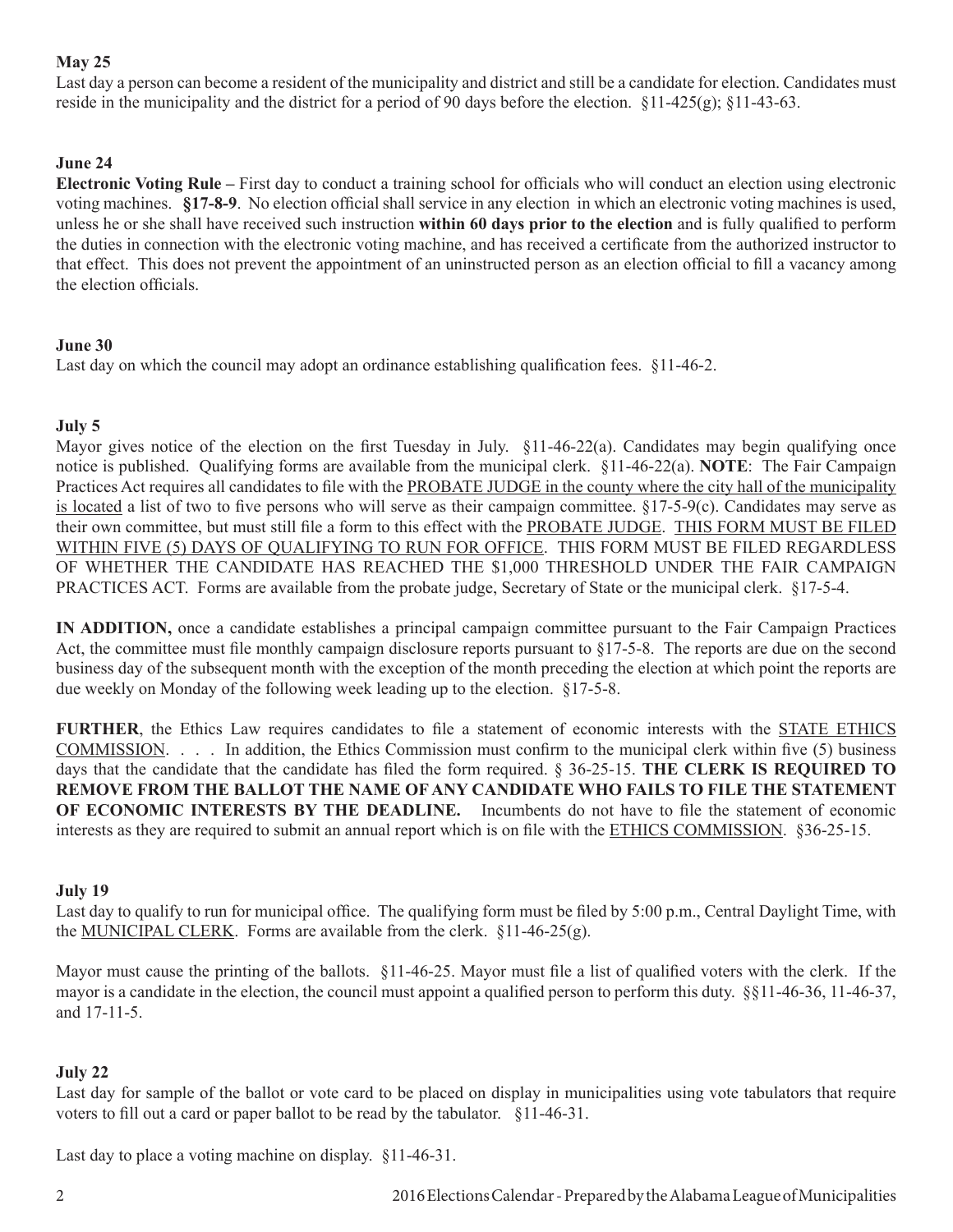**May 25**

Last day a person can become a resident of the municipality and district and still be a candidate for election. Candidates must reside in the municipality and the district for a period of 90 days before the election. §11-425(g); §11-43-63.

**June 24**

**Electronic Voting Rule –** First day to conduct a training school for officials who will conduct an election using electronic voting machines. **§17-8-9**. No election official shall service in any election in which an electronic voting machines is used, unless he or she shall have received such instruction **within 60 days prior to the election** and is fully qualified to perform the duties in connection with the electronic voting machine, and has received a certificate from the authorized instructor to that effect. This does not prevent the appointment of an uninstructed person as an election official to fill a vacancy among the election officials.

**June 30**

Last day on which the council may adopt an ordinance establishing qualification fees. §11-46-2.

**July 5**

Mayor gives notice of the election on the first Tuesday in July. §11-46-22(a). Candidates may begin qualifying once notice is published. Qualifying forms are available from the municipal clerk. §11-46-22(a). **NOTE**: The Fair Campaign Practices Act requires all candidates to file with the PROBATE JUDGE in the county where the city hall of the municipality is located a list of two to five persons who will serve as their campaign committee. §17-5-9(c). Candidates may serve as their own committee, but must still file a form to this effect with the PROBATE JUDGE. THIS FORM MUST BE FILED WITHIN FIVE (5) DAYS OF QUALIFYING TO RUN FOR OFFICE. THIS FORM MUST BE FILED REGARDLESS OF WHETHER THE CANDIDATE HAS REACHED THE $1,000 THRESHOLD UNDER THE FAIR CAMPAIGN PRACTICES ACT. Forms are available from the probate judge, Secretary of State or the municipal clerk. §17-5-4.

**IN ADDITION,** once a candidate establishes a principal campaign committee pursuant to the Fair Campaign Practices Act, the committee must file monthly campaign disclosure reports pursuant to §17-5-8. The reports are due on the second business day of the subsequent month with the exception of the month preceding the election at which point the reports are due weekly on Monday of the following week leading up to the election. §17-5-8.

**FURTHER**, the Ethics Law requires candidates to file a statement of economic interests with the STATE ETHICS COMMISSION. . . . In addition, the Ethics Commission must confirm to the municipal clerk within five (5) business days that the candidate that the candidate has filed the form required. § 36-25-15. **THE CLERK IS REQUIRED TO REMOVE FROM THE BALLOT THE NAME OF ANY CANDIDATE WHO FAILS TO FILE THE STATEMENT OF ECONOMIC INTERESTS BY THE DEADLINE.** Incumbents do not have to file the statement of economic interests as they are required to submit an annual report which is on file with the ETHICS COMMISSION. §36-25-15.

**July 19**

Last day to qualify to run for municipal office. The qualifying form must be filed by 5:00 p.m., Central Daylight Time, with the MUNICIPAL CLERK. Forms are available from the clerk. §11-46-25(g).

Mayor must cause the printing of the ballots. §11-46-25. Mayor must file a list of qualified voters with the clerk. If the mayor is a candidate in the election, the council must appoint a qualified person to perform this duty. §§11-46-36, 11-46-37, and 17-11-5.

**July 22**

Last day for sample of the ballot or vote card to be placed on display in municipalities using vote tabulators that require voters to fill out a card or paper ballot to be read by the tabulator. §11-46-31.

Last day to place a voting machine on display. §11-46-31.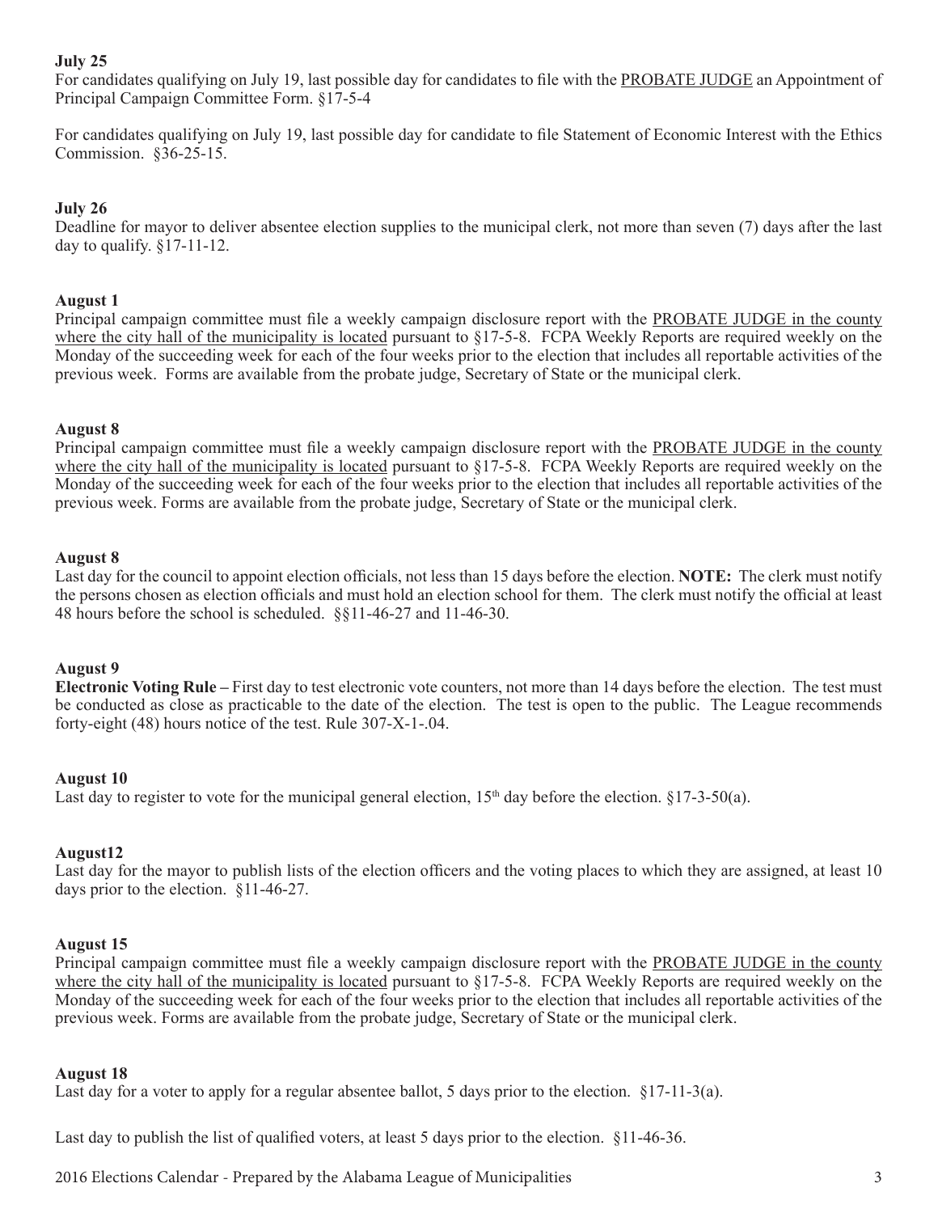**July 25**

For candidates qualifying on July 19, last possible day for candidates to file with the PROBATE JUDGE an Appointment of Principal Campaign Committee Form. §17-5-4

For candidates qualifying on July 19, last possible day for candidate to file Statement of Economic Interest with the Ethics Commission. §36-25-15.

**July 26**

Deadline for mayor to deliver absentee election supplies to the municipal clerk, not more than seven (7) days after the last day to qualify. §17-11-12.

**August 1**

Principal campaign committee must file a weekly campaign disclosure report with the PROBATE JUDGE in the county where the city hall of the municipality is located pursuant to §17-5-8. FCPA Weekly Reports are required weekly on the Monday of the succeeding week for each of the four weeks prior to the election that includes all reportable activities of the previous week. Forms are available from the probate judge, Secretary of State or the municipal clerk.

**August 8**

Principal campaign committee must file a weekly campaign disclosure report with the PROBATE JUDGE in the county where the city hall of the municipality is located pursuant to §17-5-8. FCPA Weekly Reports are required weekly on the Monday of the succeeding week for each of the four weeks prior to the election that includes all reportable activities of the previous week. Forms are available from the probate judge, Secretary of State or the municipal clerk.

**August 8**

Last day for the council to appoint election officials, not less than 15 days before the election. **NOTE:** The clerk must notify the persons chosen as election officials and must hold an election school for them. The clerk must notify the official at least 48 hours before the school is scheduled. §§11-46-27 and 11-46-30.

**August 9**

**Electronic Voting Rule –** First day to test electronic vote counters, not more than 14 days before the election. The test must be conducted as close as practicable to the date of the election. The test is open to the public. The League recommends forty-eight (48) hours notice of the test. Rule 307-X-1-.04.

**August 10**

Last day to register to vote for the municipal general election, 15th day before the election. §17-3-50(a).

**August12**

Last day for the mayor to publish lists of the election officers and the voting places to which they are assigned, at least 10 days prior to the election. §11-46-27.

**August 15**

Principal campaign committee must file a weekly campaign disclosure report with the PROBATE JUDGE in the county where the city hall of the municipality is located pursuant to §17-5-8. FCPA Weekly Reports are required weekly on the Monday of the succeeding week for each of the four weeks prior to the election that includes all reportable activities of the previous week. Forms are available from the probate judge, Secretary of State or the municipal clerk.

**August 18**

Last day for a voter to apply for a regular absentee ballot, 5 days prior to the election. §17-11-3(a).

Last day to publish the list of qualified voters, at least 5 days prior to the election. §11-46-36.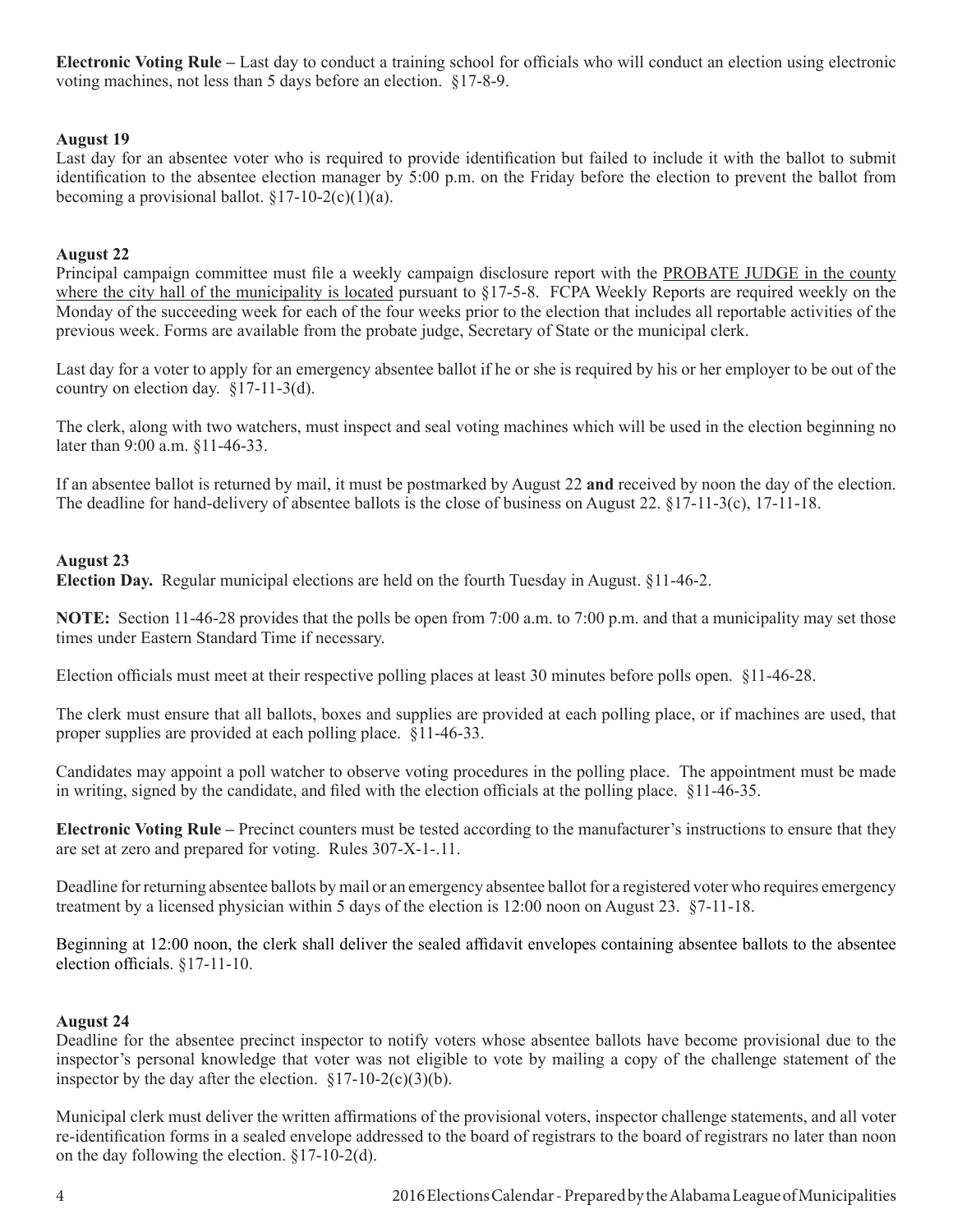**Electronic Voting Rule –** Last day to conduct a training school for officials who will conduct an election using electronic voting machines, not less than 5 days before an election. §17-8-9.

**August 19**

Last day for an absentee voter who is required to provide identification but failed to include it with the ballot to submit identification to the absentee election manager by 5:00 p.m. on the Friday before the election to prevent the ballot from becoming a provisional ballot. §17-10-2(c)(1)(a).

**August 22**

Principal campaign committee must file a weekly campaign disclosure report with the PROBATE JUDGE in the county where the city hall of the municipality is located pursuant to §17-5-8. FCPA Weekly Reports are required weekly on the Monday of the succeeding week for each of the four weeks prior to the election that includes all reportable activities of the previous week. Forms are available from the probate judge, Secretary of State or the municipal clerk.

Last day for a voter to apply for an emergency absentee ballot if he or she is required by his or her employer to be out of the country on election day. §17-11-3(d).

The clerk, along with two watchers, must inspect and seal voting machines which will be used in the election beginning no later than 9:00 a.m. §11-46-33.

If an absentee ballot is returned by mail, it must be postmarked by August 22 **and** received by noon the day of the election. The deadline for hand-delivery of absentee ballots is the close of business on August 22. §17-11-3(c), 17-11-18.

**August 23**

**Election Day.** Regular municipal elections are held on the fourth Tuesday in August. §11-46-2.

**NOTE:** Section 11-46-28 provides that the polls be open from 7:00 a.m. to 7:00 p.m. and that a municipality may set those times under Eastern Standard Time if necessary.

Election officials must meet at their respective polling places at least 30 minutes before polls open. §11-46-28.

The clerk must ensure that all ballots, boxes and supplies are provided at each polling place, or if machines are used, that proper supplies are provided at each polling place. §11-46-33.

Candidates may appoint a poll watcher to observe voting procedures in the polling place. The appointment must be made in writing, signed by the candidate, and filed with the election officials at the polling place. §11-46-35.

**Electronic Voting Rule –** Precinct counters must be tested according to the manufacturer's instructions to ensure that they are set at zero and prepared for voting. Rules 307-X-1-.11.

Deadline for returning absentee ballots by mail or an emergency absentee ballot for a registered voter who requires emergency treatment by a licensed physician within 5 days of the election is 12:00 noon on August 23. §7-11-18.

Beginning at 12:00 noon, the clerk shall deliver the sealed affidavit envelopes containing absentee ballots to the absentee election officials. §17-11-10.

**August 24**

Deadline for the absentee precinct inspector to notify voters whose absentee ballots have become provisional due to the inspector's personal knowledge that voter was not eligible to vote by mailing a copy of the challenge statement of the inspector by the day after the election. §17-10-2(c)(3)(b).

Municipal clerk must deliver the written affirmations of the provisional voters, inspector challenge statements, and all voter re-identification forms in a sealed envelope addressed to the board of registrars to the board of registrars no later than noon on the day following the election. §17-10-2(d).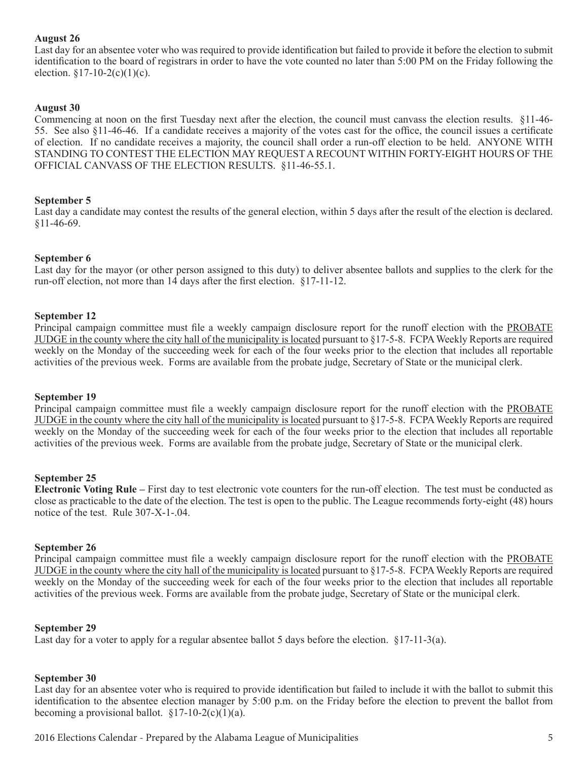**August 26**
Last day for an absentee voter who was required to provide identification but failed to provide it before the election to submit identification to the board of registrars in order to have the vote counted no later than 5:00 PM on the Friday following the election. §17-10-2(c)(1)(c).

**August 30**
Commencing at noon on the first Tuesday next after the election, the council must canvass the election results. §11-46-55. See also §11-46-46. If a candidate receives a majority of the votes cast for the office, the council issues a certificate of election. If no candidate receives a majority, the council shall order a run-off election to be held. ANYONE WITH STANDING TO CONTEST THE ELECTION MAY REQUEST A RECOUNT WITHIN FORTY-EIGHT HOURS OF THE OFFICIAL CANVASS OF THE ELECTION RESULTS. §11-46-55.1.

**September 5**
Last day a candidate may contest the results of the general election, within 5 days after the result of the election is declared. §11-46-69.

**September 6**
Last day for the mayor (or other person assigned to this duty) to deliver absentee ballots and supplies to the clerk for the run-off election, not more than 14 days after the first election. §17-11-12.

**September 12**
Principal campaign committee must file a weekly campaign disclosure report for the runoff election with the PROBATE JUDGE in the county where the city hall of the municipality is located pursuant to §17-5-8. FCPA Weekly Reports are required weekly on the Monday of the succeeding week for each of the four weeks prior to the election that includes all reportable activities of the previous week. Forms are available from the probate judge, Secretary of State or the municipal clerk.

**September 19**
Principal campaign committee must file a weekly campaign disclosure report for the runoff election with the PROBATE JUDGE in the county where the city hall of the municipality is located pursuant to §17-5-8. FCPA Weekly Reports are required weekly on the Monday of the succeeding week for each of the four weeks prior to the election that includes all reportable activities of the previous week. Forms are available from the probate judge, Secretary of State or the municipal clerk.

**September 25**
**Electronic Voting Rule –** First day to test electronic vote counters for the run-off election. The test must be conducted as close as practicable to the date of the election. The test is open to the public. The League recommends forty-eight (48) hours notice of the test. Rule 307-X-1-.04.

**September 26**
Principal campaign committee must file a weekly campaign disclosure report for the runoff election with the PROBATE JUDGE in the county where the city hall of the municipality is located pursuant to §17-5-8. FCPA Weekly Reports are required weekly on the Monday of the succeeding week for each of the four weeks prior to the election that includes all reportable activities of the previous week. Forms are available from the probate judge, Secretary of State or the municipal clerk.

**September 29**
Last day for a voter to apply for a regular absentee ballot 5 days before the election. §17-11-3(a).

**September 30**
Last day for an absentee voter who is required to provide identification but failed to include it with the ballot to submit this identification to the absentee election manager by 5:00 p.m. on the Friday before the election to prevent the ballot from becoming a provisional ballot. §17-10-2(c)(1)(a).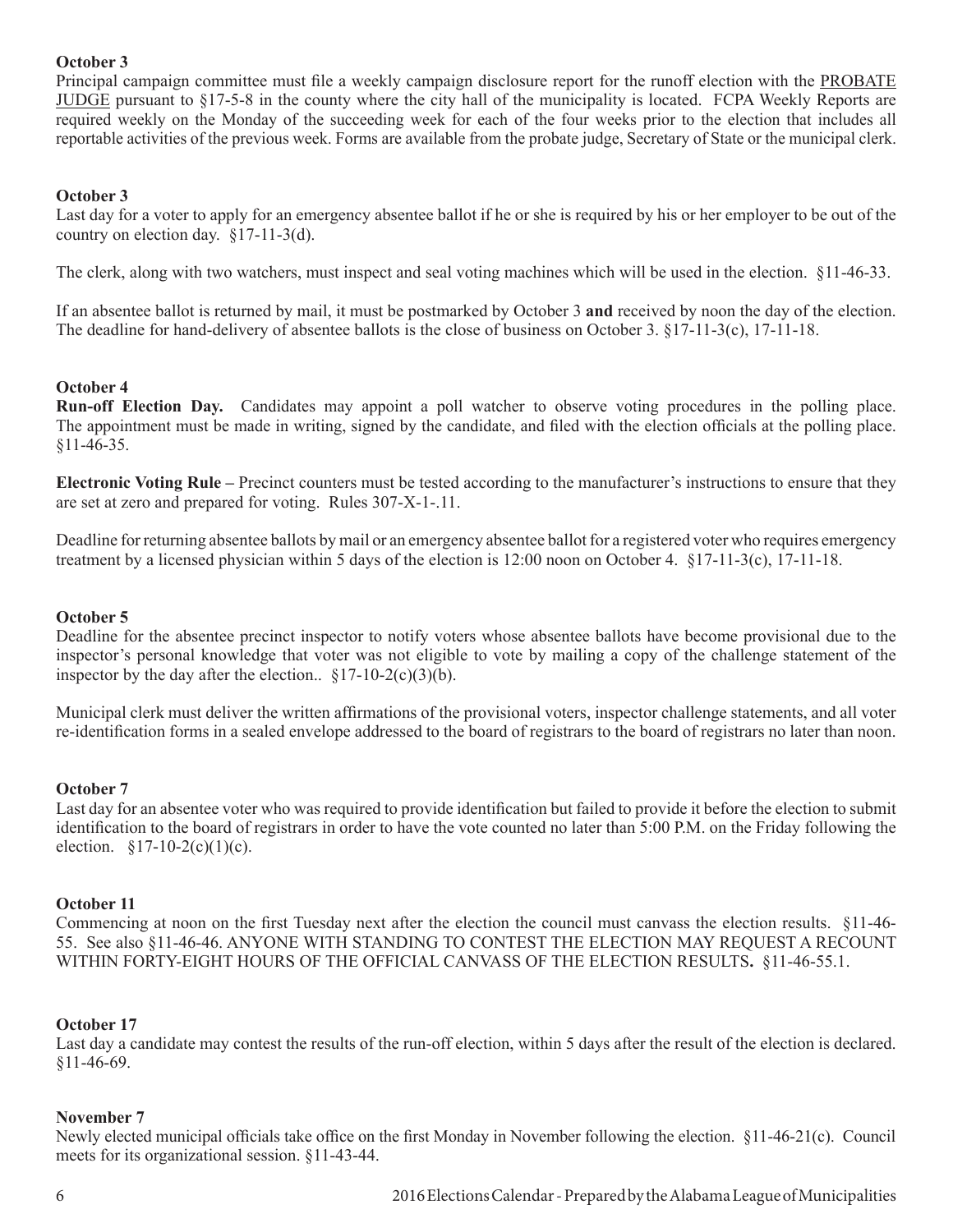**October 3**

Principal campaign committee must file a weekly campaign disclosure report for the runoff election with the PROBATE JUDGE pursuant to §17-5-8 in the county where the city hall of the municipality is located. FCPA Weekly Reports are required weekly on the Monday of the succeeding week for each of the four weeks prior to the election that includes all reportable activities of the previous week. Forms are available from the probate judge, Secretary of State or the municipal clerk.

**October 3**

Last day for a voter to apply for an emergency absentee ballot if he or she is required by his or her employer to be out of the country on election day. §17-11-3(d).

The clerk, along with two watchers, must inspect and seal voting machines which will be used in the election. §11-46-33.

If an absentee ballot is returned by mail, it must be postmarked by October 3 **and** received by noon the day of the election. The deadline for hand-delivery of absentee ballots is the close of business on October 3. §17-11-3(c), 17-11-18.

**October 4**

**Run-off Election Day.** Candidates may appoint a poll watcher to observe voting procedures in the polling place. The appointment must be made in writing, signed by the candidate, and filed with the election officials at the polling place. §11-46-35.

**Electronic Voting Rule –** Precinct counters must be tested according to the manufacturer's instructions to ensure that they are set at zero and prepared for voting. Rules 307-X-1-.11.

Deadline for returning absentee ballots by mail or an emergency absentee ballot for a registered voter who requires emergency treatment by a licensed physician within 5 days of the election is 12:00 noon on October 4. §17-11-3(c), 17-11-18.

**October 5**

Deadline for the absentee precinct inspector to notify voters whose absentee ballots have become provisional due to the inspector's personal knowledge that voter was not eligible to vote by mailing a copy of the challenge statement of the inspector by the day after the election.. §17-10-2(c)(3)(b).

Municipal clerk must deliver the written affirmations of the provisional voters, inspector challenge statements, and all voter re-identification forms in a sealed envelope addressed to the board of registrars to the board of registrars no later than noon.

**October 7**

Last day for an absentee voter who was required to provide identification but failed to provide it before the election to submit identification to the board of registrars in order to have the vote counted no later than 5:00 P.M. on the Friday following the election. §17-10-2(c)(1)(c).

**October 11**

Commencing at noon on the first Tuesday next after the election the council must canvass the election results. §11-46-55. See also §11-46-46. ANYONE WITH STANDING TO CONTEST THE ELECTION MAY REQUEST A RECOUNT WITHIN FORTY-EIGHT HOURS OF THE OFFICIAL CANVASS OF THE ELECTION RESULTS**.** §11-46-55.1.

**October 17**

Last day a candidate may contest the results of the run-off election, within 5 days after the result of the election is declared. §11-46-69.

**November 7**

Newly elected municipal officials take office on the first Monday in November following the election. §11-46-21(c). Council meets for its organizational session. §11-43-44.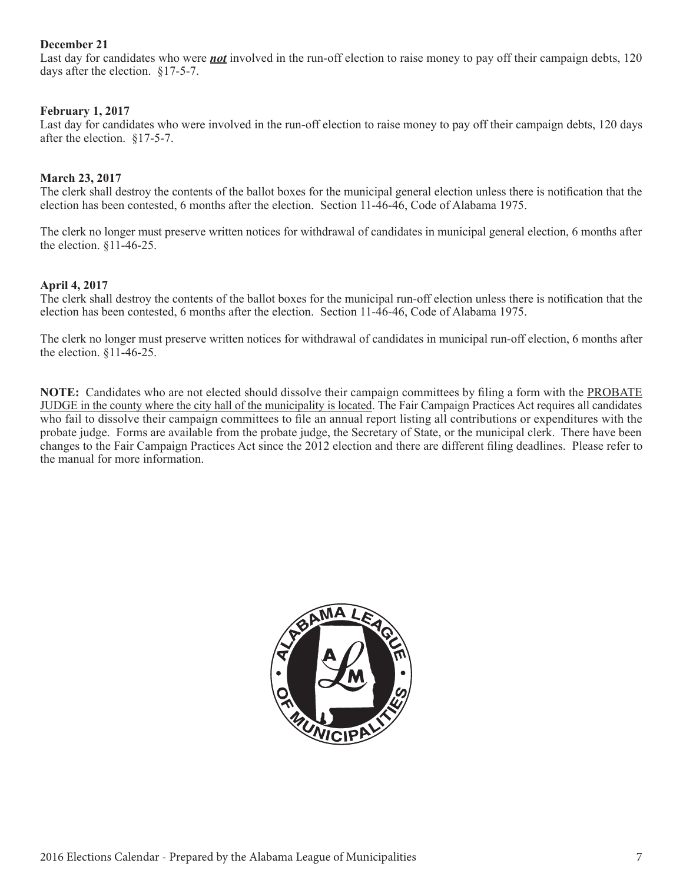**December 21**
Last day for candidates who were ***not*** involved in the run-off election to raise money to pay off their campaign debts, 120 days after the election. §17-5-7.

**February 1, 2017**
Last day for candidates who were involved in the run-off election to raise money to pay off their campaign debts, 120 days after the election. §17-5-7.

**March 23, 2017**
The clerk shall destroy the contents of the ballot boxes for the municipal general election unless there is notification that the election has been contested, 6 months after the election. Section 11-46-46, Code of Alabama 1975.

The clerk no longer must preserve written notices for withdrawal of candidates in municipal general election, 6 months after the election. §11-46-25.

**April 4, 2017**
The clerk shall destroy the contents of the ballot boxes for the municipal run-off election unless there is notification that the election has been contested, 6 months after the election. Section 11-46-46, Code of Alabama 1975.

The clerk no longer must preserve written notices for withdrawal of candidates in municipal run-off election, 6 months after the election. §11-46-25.

**NOTE:** Candidates who are not elected should dissolve their campaign committees by filing a form with the PROBATE JUDGE in the county where the city hall of the municipality is located. The Fair Campaign Practices Act requires all candidates who fail to dissolve their campaign committees to file an annual report listing all contributions or expenditures with the probate judge. Forms are available from the probate judge, the Secretary of State, or the municipal clerk. There have been changes to the Fair Campaign Practices Act since the 2012 election and there are different filing deadlines. Please refer to the manual for more information.